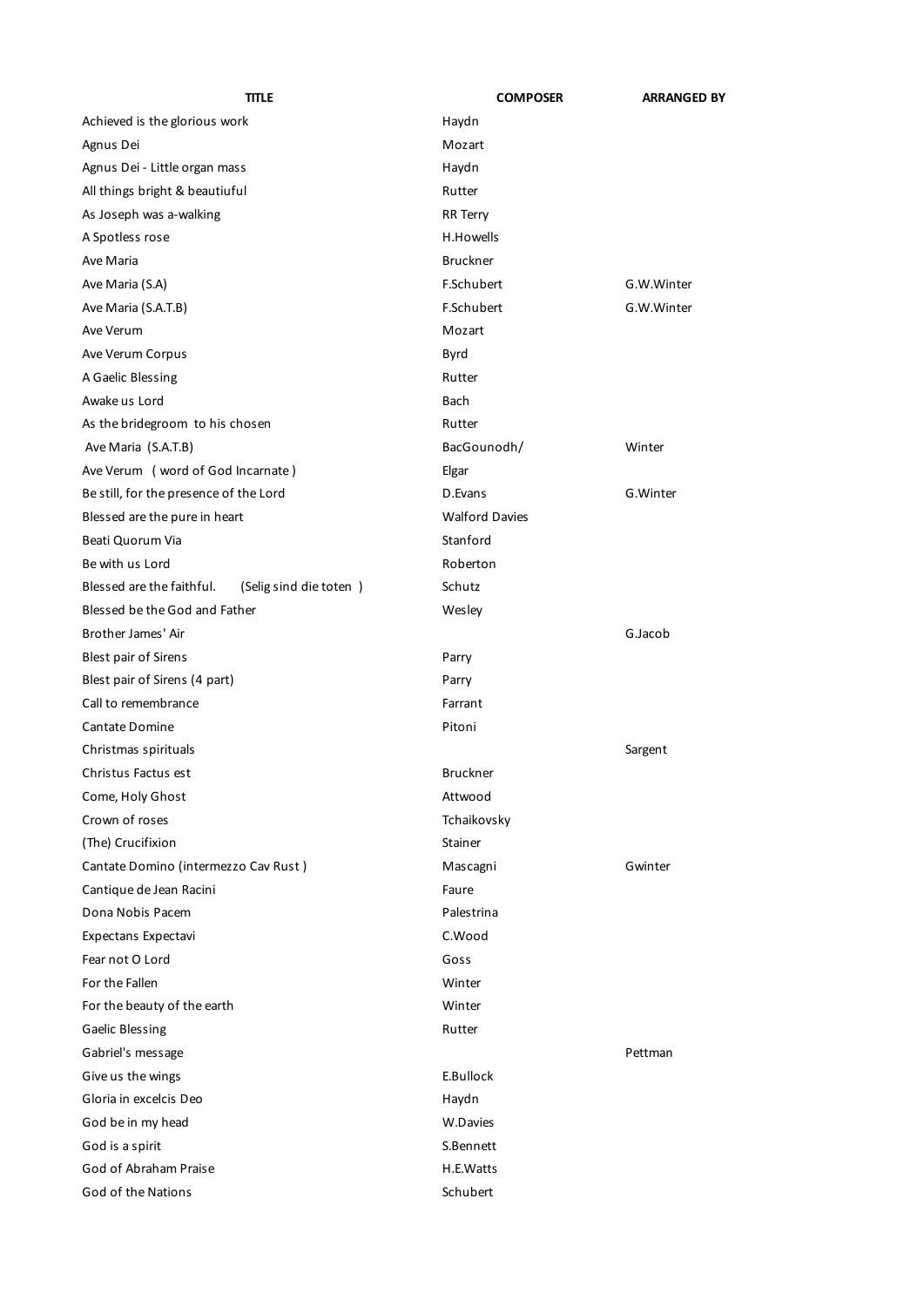| TITLE | COMPOSER | ARRANGED BY |
| --- | --- | --- |
| Achieved is the glorious work | Haydn | |
| Agnus Dei | Mozart | |
| Agnus Dei - Little organ mass | Haydn | |
| All things bright & beautiuful | Rutter | |
| As Joseph was a-walking | RR Terry | |
| A Spotless rose | H.Howells | |
| Ave Maria | Bruckner | |
| Ave Maria (S.A) | F.Schubert | G.W.Winter |
| Ave Maria (S.A.T.B) | F.Schubert | G.W.Winter |
| Ave Verum | Mozart | |
| Ave Verum Corpus | Byrd | |
| A Gaelic Blessing | Rutter | |
| Awake us Lord | Bach | |
| As the bridegroom to his chosen | Rutter | |
| Ave Maria (S.A.T.B) | BacGounodh/ | Winter |
| Ave Verum ( word of God Incarnate ) | Elgar | |
| Be still, for the presence of the Lord | D.Evans | G.Winter |
| Blessed are the pure in heart | Walford Davies | |
| Beati Quorum Via | Stanford | |
| Be with us Lord | Roberton | |
| Blessed are the faithful. (Selig sind die toten ) | Schutz | |
| Blessed be the God and Father | Wesley | |
| Brother James' Air | | G.Jacob |
| Blest pair of Sirens | Parry | |
| Blest pair of Sirens (4 part) | Parry | |
| Call to remembrance | Farrant | |
| Cantate Domine | Pitoni | |
| Christmas spirituals | | Sargent |
| Christus Factus est | Bruckner | |
| Come, Holy Ghost | Attwood | |
| Crown of roses | Tchaikovsky | |
| (The) Crucifixion | Stainer | |
| Cantate Domino (intermezzo Cav Rust ) | Mascagni | Gwinter |
| Cantique de Jean Racini | Faure | |
| Dona Nobis Pacem | Palestrina | |
| Expectans Expectavi | C.Wood | |
| Fear not O Lord | Goss | |
| For the Fallen | Winter | |
| For the beauty of the earth | Winter | |
| Gaelic Blessing | Rutter | |
| Gabriel's message | | Pettman |
| Give us the wings | E.Bullock | |
| Gloria in excelcis Deo | Haydn | |
| God be in my head | W.Davies | |
| God is a spirit | S.Bennett | |
| God of Abraham Praise | H.E.Watts | |
| God of the Nations | Schubert | |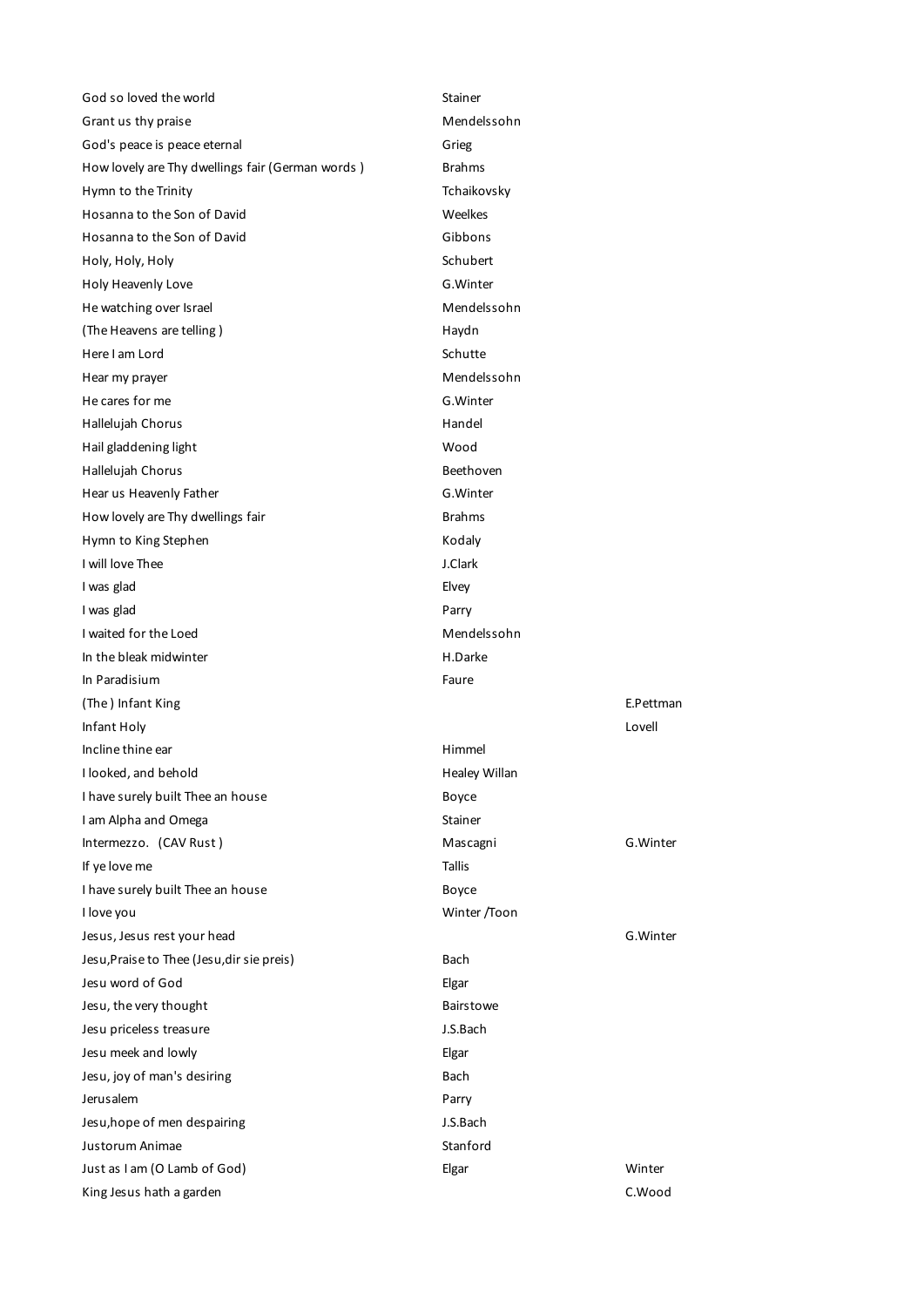| | | |
|---|---|---|
| God so loved the world | Stainer | |
| Grant us thy praise | Mendelssohn | |
| God's peace is peace eternal | Grieg | |
| How lovely are Thy dwellings fair (German words ) | Brahms | |
| Hymn to the Trinity | Tchaikovsky | |
| Hosanna to the Son of David | Weelkes | |
| Hosanna to the Son of David | Gibbons | |
| Holy, Holy, Holy | Schubert | |
| Holy Heavenly Love | G.Winter | |
| He watching over Israel | Mendelssohn | |
| (The Heavens are telling ) | Haydn | |
| Here I am Lord | Schutte | |
| Hear my prayer | Mendelssohn | |
| He cares for me | G.Winter | |
| Hallelujah Chorus | Handel | |
| Hail gladdening light | Wood | |
| Hallelujah Chorus | Beethoven | |
| Hear us Heavenly Father | G.Winter | |
| How lovely are Thy dwellings fair | Brahms | |
| Hymn to King Stephen | Kodaly | |
| I will love Thee | J.Clark | |
| I was glad | Elvey | |
| I was glad | Parry | |
| I waited for the Loed | Mendelssohn | |
| In the bleak midwinter | H.Darke | |
| In Paradisium | Faure | |
| (The ) Infant King | | E.Pettman |
| Infant Holy | | Lovell |
| Incline thine ear | Himmel | |
| I looked, and behold | Healey Willan | |
| I have surely built Thee an house | Boyce | |
| I am Alpha and Omega | Stainer | |
| Intermezzo. (CAV Rust ) | Mascagni | G.Winter |
| If ye love me | Tallis | |
| I have surely built Thee an house | Boyce | |
| I love you | Winter /Toon | |
| Jesus, Jesus rest your head | | G.Winter |
| Jesu,Praise to Thee (Jesu,dir sie preis) | Bach | |
| Jesu word of God | Elgar | |
| Jesu, the very thought | Bairstowe | |
| Jesu priceless treasure | J.S.Bach | |
| Jesu meek and lowly | Elgar | |
| Jesu, joy of man's desiring | Bach | |
| Jerusalem | Parry | |
| Jesu,hope of men despairing | J.S.Bach | |
| Justorum Animae | Stanford | |
| Just as I am (O Lamb of God) | Elgar | Winter |
| King Jesus hath a garden | | C.Wood |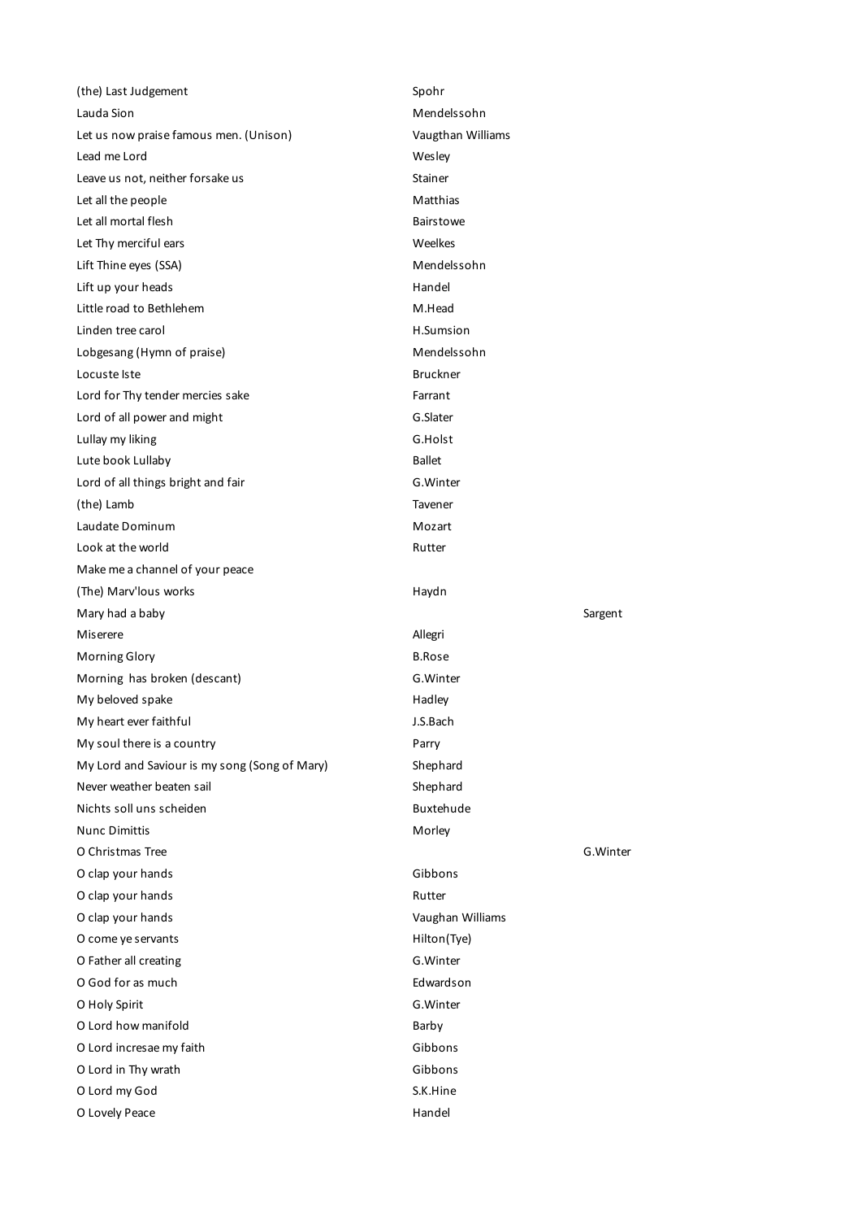| | | |
|---|---|---|
| (the) Last Judgement | Spohr | |
| Lauda Sion | Mendelssohn | |
| Let us now praise famous men. (Unison) | Vaugthan Williams | |
| Lead me Lord | Wesley | |
| Leave us not, neither forsake us | Stainer | |
| Let all the people | Matthias | |
| Let all mortal flesh | Bairstowe | |
| Let Thy merciful ears | Weelkes | |
| Lift Thine eyes (SSA) | Mendelssohn | |
| Lift up your heads | Handel | |
| Little road to Bethlehem | M.Head | |
| Linden tree carol | H.Sumsion | |
| Lobgesang (Hymn of praise) | Mendelssohn | |
| Locuste Iste | Bruckner | |
| Lord for Thy tender mercies sake | Farrant | |
| Lord of all power and might | G.Slater | |
| Lullay my liking | G.Holst | |
| Lute book Lullaby | Ballet | |
| Lord of all things bright and fair | G.Winter | |
| (the) Lamb | Tavener | |
| Laudate Dominum | Mozart | |
| Look at the world | Rutter | |
| Make me a channel of your peace | | |
| (The) Marv'lous works | Haydn | |
| Mary had a baby | | Sargent |
| Miserere | Allegri | |
| Morning Glory | B.Rose | |
| Morning has broken (descant) | G.Winter | |
| My beloved spake | Hadley | |
| My heart ever faithful | J.S.Bach | |
| My soul there is a country | Parry | |
| My Lord and Saviour is my song (Song of Mary) | Shephard | |
| Never weather beaten sail | Shephard | |
| Nichts soll uns scheiden | Buxtehude | |
| Nunc Dimittis | Morley | |
| O Christmas Tree | | G.Winter |
| O clap your hands | Gibbons | |
| O clap your hands | Rutter | |
| O clap your hands | Vaughan Williams | |
| O come ye servants | Hilton(Tye) | |
| O Father all creating | G.Winter | |
| O God for as much | Edwardson | |
| O Holy Spirit | G.Winter | |
| O Lord how manifold | Barby | |
| O Lord incresae my faith | Gibbons | |
| O Lord in Thy wrath | Gibbons | |
| O Lord my God | S.K.Hine | |
| O Lovely Peace | Handel | |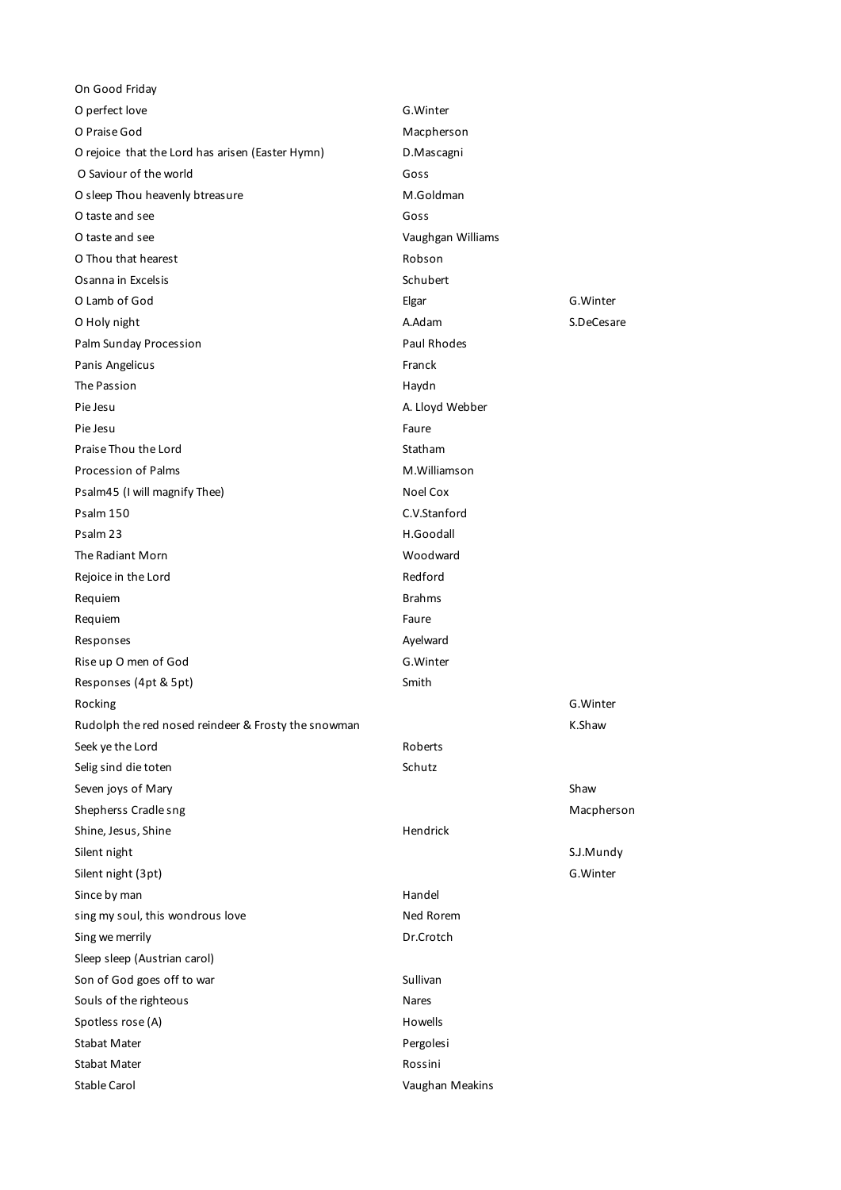| | | |
|---|---|---|
| On Good Friday | | |
| O perfect love | G.Winter | |
| O Praise God | Macpherson | |
| O rejoice that the Lord has arisen (Easter Hymn) | D.Mascagni | |
| O Saviour of the world | Goss | |
| O sleep Thou heavenly btreasure | M.Goldman | |
| O taste and see | Goss | |
| O taste and see | Vaughgan Williams | |
| O Thou that hearest | Robson | |
| Osanna in Excelsis | Schubert | |
| O Lamb of God | Elgar | G.Winter |
| O Holy night | A.Adam | S.DeCesare |
| Palm Sunday Procession | Paul Rhodes | |
| Panis Angelicus | Franck | |
| The Passion | Haydn | |
| Pie Jesu | A. Lloyd Webber | |
| Pie Jesu | Faure | |
| Praise Thou the Lord | Statham | |
| Procession of Palms | M.Williamson | |
| Psalm45 (I will magnify Thee) | Noel Cox | |
| Psalm 150 | C.V.Stanford | |
| Psalm 23 | H.Goodall | |
| The Radiant Morn | Woodward | |
| Rejoice in the Lord | Redford | |
| Requiem | Brahms | |
| Requiem | Faure | |
| Responses | Ayelward | |
| Rise up O men of God | G.Winter | |
| Responses (4pt & 5pt) | Smith | |
| Rocking | | G.Winter |
| Rudolph the red nosed reindeer & Frosty the snowman | | K.Shaw |
| Seek ye the Lord | Roberts | |
| Selig sind die toten | Schutz | |
| Seven joys of Mary | | Shaw |
| Shepherss Cradle sng | | Macpherson |
| Shine, Jesus, Shine | Hendrick | |
| Silent night | | S.J.Mundy |
| Silent night (3pt) | | G.Winter |
| Since by man | Handel | |
| sing my soul, this wondrous love | Ned Rorem | |
| Sing we merrily | Dr.Crotch | |
| Sleep sleep (Austrian carol) | | |
| Son of God goes off to war | Sullivan | |
| Souls of the righteous | Nares | |
| Spotless rose (A) | Howells | |
| Stabat Mater | Pergolesi | |
| Stabat Mater | Rossini | |
| Stable Carol | Vaughan Meakins | |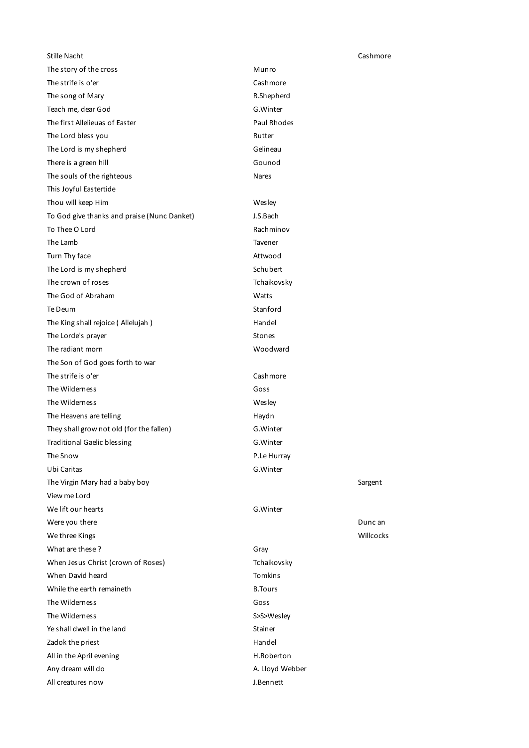| | | |
|---|---|---|
| Stille Nacht | | Cashmore |
| The story of the cross | Munro | |
| The strife is o'er | Cashmore | |
| The song of Mary | R.Shepherd | |
| Teach me, dear God | G.Winter | |
| The first Allelieuas of Easter | Paul Rhodes | |
| The Lord bless you | Rutter | |
| The Lord is my shepherd | Gelineau | |
| There is a green hill | Gounod | |
| The souls of the righteous | Nares | |
| This Joyful Eastertide | | |
| Thou will keep Him | Wesley | |
| To God give thanks and praise (Nunc Danket) | J.S.Bach | |
| To Thee O Lord | Rachminov | |
| The Lamb | Tavener | |
| Turn Thy face | Attwood | |
| The Lord is my shepherd | Schubert | |
| The crown of roses | Tchaikovsky | |
| The God of Abraham | Watts | |
| Te Deum | Stanford | |
| The King shall rejoice ( Allelujah ) | Handel | |
| The Lorde's prayer | Stones | |
| The radiant morn | Woodward | |
| The Son of God goes forth to war | | |
| The strife is o'er | Cashmore | |
| The Wilderness | Goss | |
| The Wilderness | Wesley | |
| The Heavens are telling | Haydn | |
| They shall grow not old (for the fallen) | G.Winter | |
| Traditional Gaelic blessing | G.Winter | |
| The Snow | P.Le Hurray | |
| Ubi Caritas | G.Winter | |
| The Virgin Mary had a baby boy | | Sargent |
| View me Lord | | |
| We lift our hearts | G.Winter | |
| Were you there | | Dunc an |
| We three Kings | | Willcocks |
| What are these ? | Gray | |
| When Jesus Christ (crown of Roses) | Tchaikovsky | |
| When David heard | Tomkins | |
| While the earth remaineth | B.Tours | |
| The Wilderness | Goss | |
| The Wilderness | S>S>Wesley | |
| Ye shall dwell in the land | Stainer | |
| Zadok the priest | Handel | |
| All in the April evening | H.Roberton | |
| Any dream will do | A. Lloyd Webber | |
| All creatures now | J.Bennett | |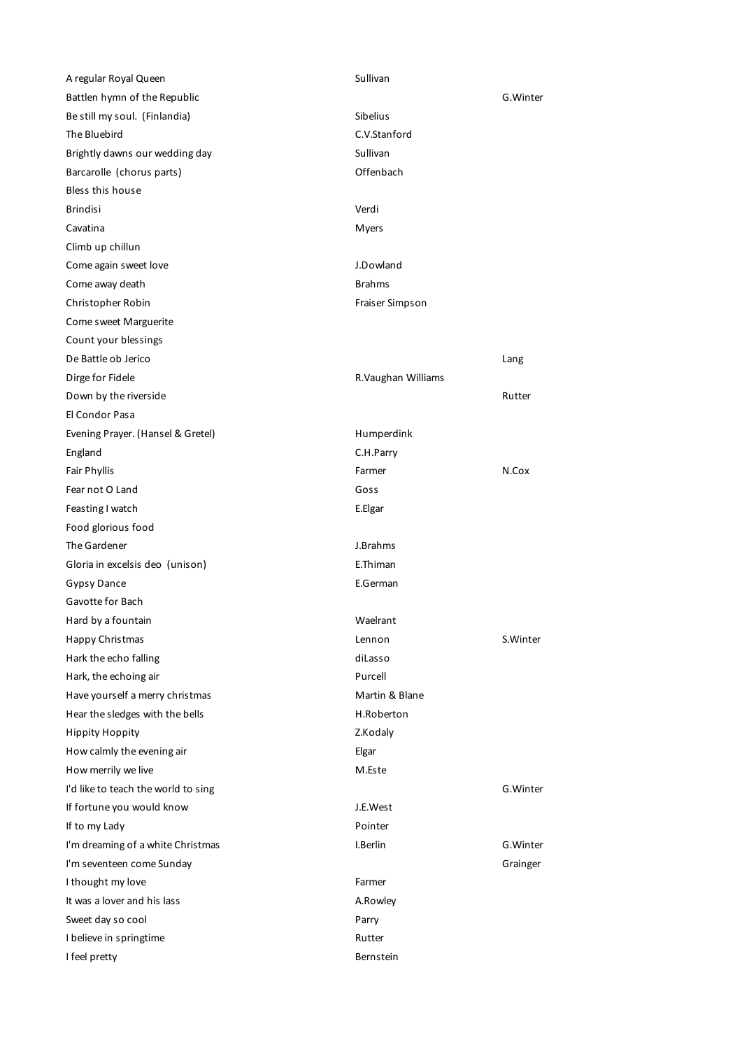| | | |
|---|---|---|
| A regular Royal Queen | Sullivan | |
| Battlen hymn of the Republic | | G.Winter |
| Be still my soul. (Finlandia) | Sibelius | |
| The Bluebird | C.V.Stanford | |
| Brightly dawns our wedding day | Sullivan | |
| Barcarolle (chorus parts) | Offenbach | |
| Bless this house | | |
| Brindisi | Verdi | |
| Cavatina | Myers | |
| Climb up chillun | | |
| Come again sweet love | J.Dowland | |
| Come away death | Brahms | |
| Christopher Robin | Fraiser Simpson | |
| Come sweet Marguerite | | |
| Count your blessings | | |
| De Battle ob Jerico | | Lang |
| Dirge for Fidele | R.Vaughan Williams | |
| Down by the riverside | | Rutter |
| El Condor Pasa | | |
| Evening Prayer. (Hansel & Gretel) | Humperdink | |
| England | C.H.Parry | |
| Fair Phyllis | Farmer | N.Cox |
| Fear not O Land | Goss | |
| Feasting I watch | E.Elgar | |
| Food glorious food | | |
| The Gardener | J.Brahms | |
| Gloria in excelsis deo (unison) | E.Thiman | |
| Gypsy Dance | E.German | |
| Gavotte for Bach | | |
| Hard by a fountain | Waelrant | |
| Happy Christmas | Lennon | S.Winter |
| Hark the echo falling | diLasso | |
| Hark, the echoing air | Purcell | |
| Have yourself a merry christmas | Martin & Blane | |
| Hear the sledges with the bells | H.Roberton | |
| Hippity Hoppity | Z.Kodaly | |
| How calmly the evening air | Elgar | |
| How merrily we live | M.Este | |
| I'd like to teach the world to sing | | G.Winter |
| If fortune you would know | J.E.West | |
| If to my Lady | Pointer | |
| I'm dreaming of a white Christmas | I.Berlin | G.Winter |
| I'm seventeen come Sunday | | Grainger |
| I thought my love | Farmer | |
| It was a lover and his lass | A.Rowley | |
| Sweet day so cool | Parry | |
| I believe in springtime | Rutter | |
| I feel pretty | Bernstein | |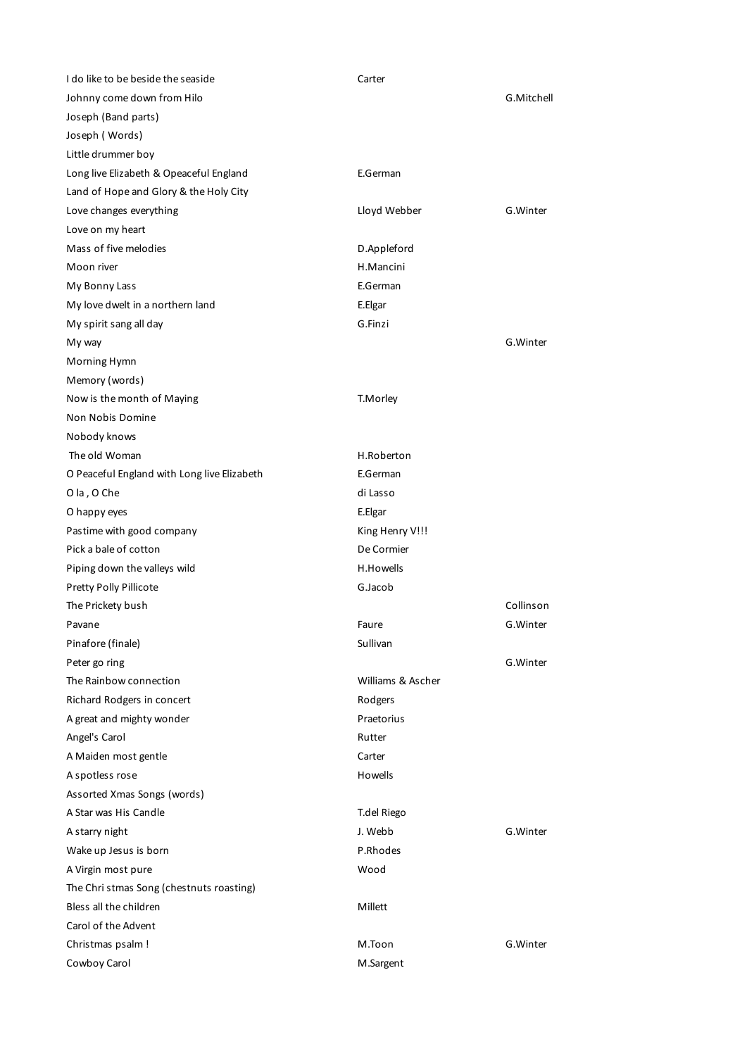| | | |
|---|---|---|
| I do like to be beside the seaside | Carter | |
| Johnny come down from Hilo | | G.Mitchell |
| Joseph (Band parts) | | |
| Joseph ( Words) | | |
| Little drummer boy | | |
| Long live Elizabeth & Opeaceful England | E.German | |
| Land of Hope and Glory & the Holy City | | |
| Love changes everything | Lloyd Webber | G.Winter |
| Love on my heart | | |
| Mass of five melodies | D.Appleford | |
| Moon river | H.Mancini | |
| My Bonny Lass | E.German | |
| My love dwelt in a northern land | E.Elgar | |
| My spirit sang all day | G.Finzi | |
| My way | | G.Winter |
| Morning Hymn | | |
| Memory (words) | | |
| Now is the month of Maying | T.Morley | |
| Non Nobis Domine | | |
| Nobody knows | | |
| The old Woman | H.Roberton | |
| O Peaceful England with Long live Elizabeth | E.German | |
| O la , O Che | di Lasso | |
| O happy eyes | E.Elgar | |
| Pastime with good company | King Henry V!!! | |
| Pick a bale of cotton | De Cormier | |
| Piping down the valleys wild | H.Howells | |
| Pretty Polly Pillicote | G.Jacob | |
| The Prickety bush | | Collinson |
| Pavane | Faure | G.Winter |
| Pinafore (finale) | Sullivan | |
| Peter go ring | | G.Winter |
| The Rainbow connection | Williams & Ascher | |
| Richard Rodgers in concert | Rodgers | |
| A great and mighty wonder | Praetorius | |
| Angel's Carol | Rutter | |
| A Maiden most gentle | Carter | |
| A spotless rose | Howells | |
| Assorted Xmas Songs (words) | | |
| A Star was His Candle | T.del Riego | |
| A starry night | J. Webb | G.Winter |
| Wake up Jesus is born | P.Rhodes | |
| A Virgin most pure | Wood | |
| The Chri stmas Song (chestnuts roasting) | | |
| Bless all the children | Millett | |
| Carol of the Advent | | |
| Christmas psalm ! | M.Toon | G.Winter |
| Cowboy Carol | M.Sargent | |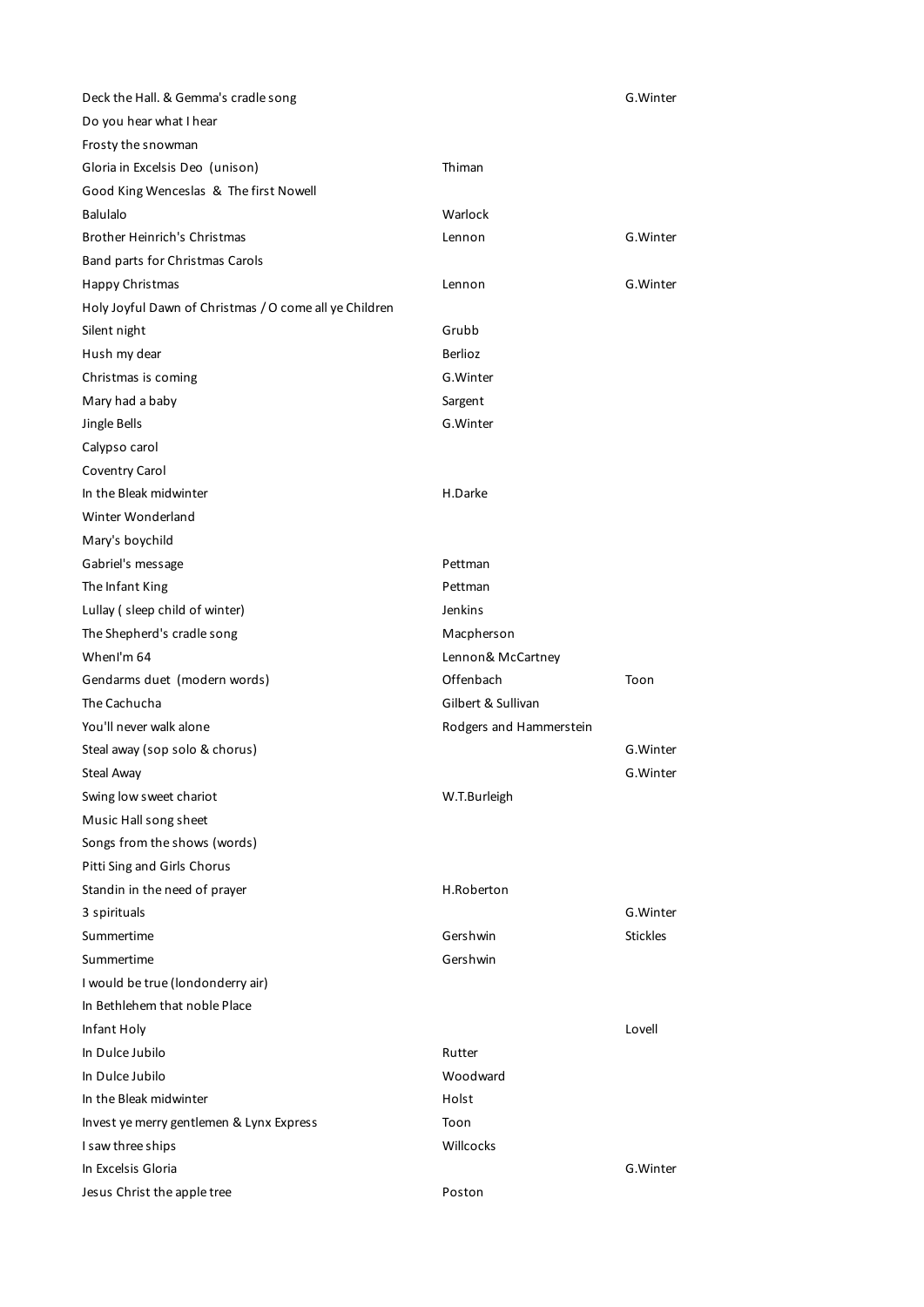| | | |
|---|---|---|
| Deck the Hall. & Gemma's cradle song | | G.Winter |
| Do you hear what I hear | | |
| Frosty the snowman | | |
| Gloria in Excelsis Deo (unison) | Thiman | |
| Good King Wenceslas & The first Nowell | | |
| Balulalo | Warlock | |
| Brother Heinrich's Christmas | Lennon | G.Winter |
| Band parts for Christmas Carols | | |
| Happy Christmas | Lennon | G.Winter |
| Holy Joyful Dawn of Christmas / O come all ye Children | | |
| Silent night | Grubb | |
| Hush my dear | Berlioz | |
| Christmas is coming | G.Winter | |
| Mary had a baby | Sargent | |
| Jingle Bells | G.Winter | |
| Calypso carol | | |
| Coventry Carol | | |
| In the Bleak midwinter | H.Darke | |
| Winter Wonderland | | |
| Mary's boychild | | |
| Gabriel's message | Pettman | |
| The Infant King | Pettman | |
| Lullay ( sleep child of winter) | Jenkins | |
| The Shepherd's cradle song | Macpherson | |
| WhenI'm 64 | Lennon& McCartney | |
| Gendarms duet (modern words) | Offenbach | Toon |
| The Cachucha | Gilbert & Sullivan | |
| You'll never walk alone | Rodgers and Hammerstein | |
| Steal away (sop solo & chorus) | | G.Winter |
| Steal Away | | G.Winter |
| Swing low sweet chariot | W.T.Burleigh | |
| Music Hall song sheet | | |
| Songs from the shows (words) | | |
| Pitti Sing and Girls Chorus | | |
| Standin in the need of prayer | H.Roberton | |
| 3 spirituals | | G.Winter |
| Summertime | Gershwin | Stickles |
| Summertime | Gershwin | |
| I would be true (londonderry air) | | |
| In Bethlehem that noble Place | | |
| Infant Holy | | Lovell |
| In Dulce Jubilo | Rutter | |
| In Dulce Jubilo | Woodward | |
| In the Bleak midwinter | Holst | |
| Invest ye merry gentlemen & Lynx Express | Toon | |
| I saw three ships | Willcocks | |
| In Excelsis Gloria | | G.Winter |
| Jesus Christ the apple tree | Poston | |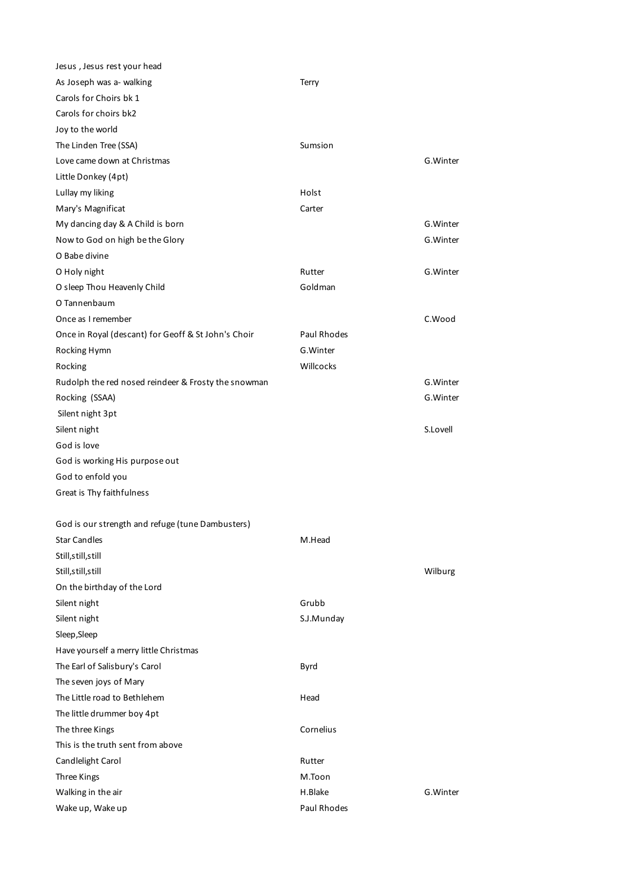| | | |
|---|---|---|
| Jesus , Jesus rest your head | | |
| As Joseph was a- walking | Terry | |
| Carols for Choirs bk 1 | | |
| Carols for choirs bk2 | | |
| Joy to the world | | |
| The Linden Tree (SSA) | Sumsion | |
| Love came down at Christmas | | G.Winter |
| Little Donkey (4pt) | | |
| Lullay my liking | Holst | |
| Mary's Magnificat | Carter | |
| My dancing day & A Child is born | | G.Winter |
| Now to God on high be the Glory | | G.Winter |
| O Babe divine | | |
| O Holy night | Rutter | G.Winter |
| O sleep Thou Heavenly Child | Goldman | |
| O Tannenbaum | | |
| Once as I remember | | C.Wood |
| Once in Royal (descant) for Geoff & St John's Choir | Paul Rhodes | |
| Rocking Hymn | G.Winter | |
| Rocking | Willcocks | |
| Rudolph the red nosed reindeer & Frosty the snowman | | G.Winter |
| Rocking (SSAA) | | G.Winter |
| Silent night 3pt | | |
| Silent night | | S.Lovell |
| God is love | | |
| God is working His purpose out | | |
| God to enfold you | | |
| Great is Thy faithfulness | | |
| | | |
| God is our strength and refuge (tune Dambusters) | | |
| Star Candles | M.Head | |
| Still,still,still | | |
| Still,still,still | | Wilburg |
| On the birthday of the Lord | | |
| Silent night | Grubb | |
| Silent night | S.J.Munday | |
| Sleep,Sleep | | |
| Have yourself a merry little Christmas | | |
| The Earl of Salisbury's Carol | Byrd | |
| The seven joys of Mary | | |
| The Little road to Bethlehem | Head | |
| The little drummer boy 4pt | | |
| The three Kings | Cornelius | |
| This is the truth sent from above | | |
| Candlelight Carol | Rutter | |
| Three Kings | M.Toon | |
| Walking in the air | H.Blake | G.Winter |
| Wake up, Wake up | Paul Rhodes | |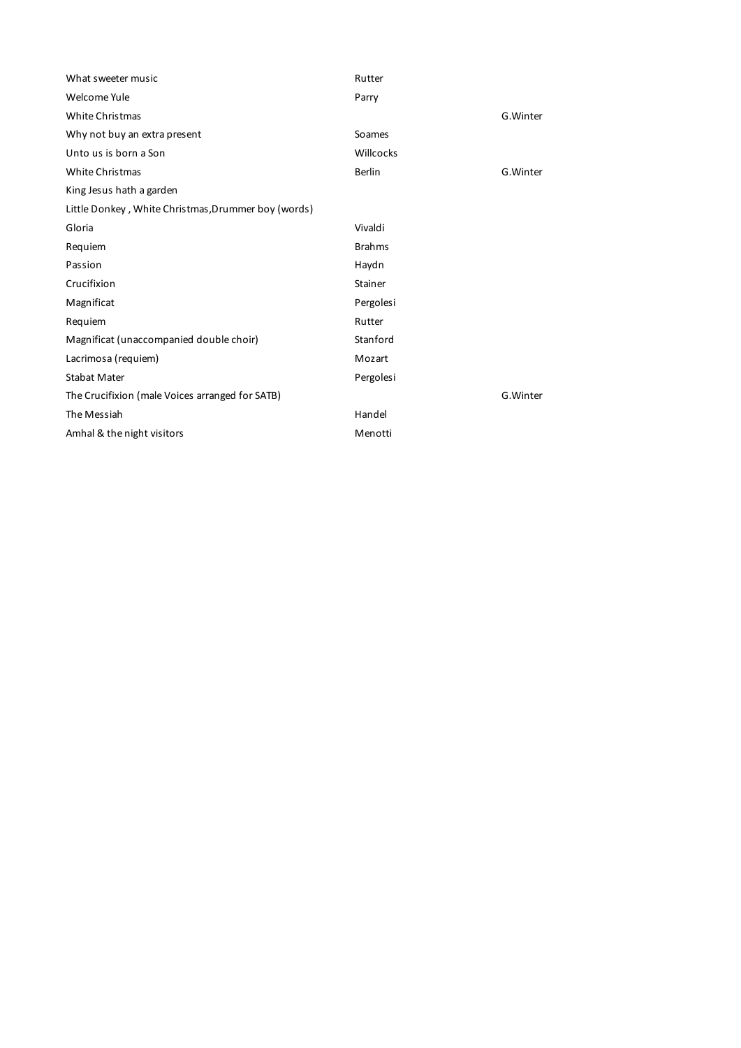| | | |
|---|---|---|
| What sweeter music | Rutter | |
| Welcome Yule | Parry | |
| White Christmas | | G.Winter |
| Why not buy an extra present | Soames | |
| Unto us is born a Son | Willcocks | |
| White Christmas | Berlin | G.Winter |
| King Jesus hath a garden | | |
| Little Donkey , White Christmas,Drummer boy (words) | | |
| Gloria | Vivaldi | |
| Requiem | Brahms | |
| Passion | Haydn | |
| Crucifixion | Stainer | |
| Magnificat | Pergolesi | |
| Requiem | Rutter | |
| Magnificat (unaccompanied double choir) | Stanford | |
| Lacrimosa (requiem) | Mozart | |
| Stabat Mater | Pergolesi | |
| The Crucifixion (male Voices arranged for SATB) | | G.Winter |
| The Messiah | Handel | |
| Amhal & the night visitors | Menotti | |